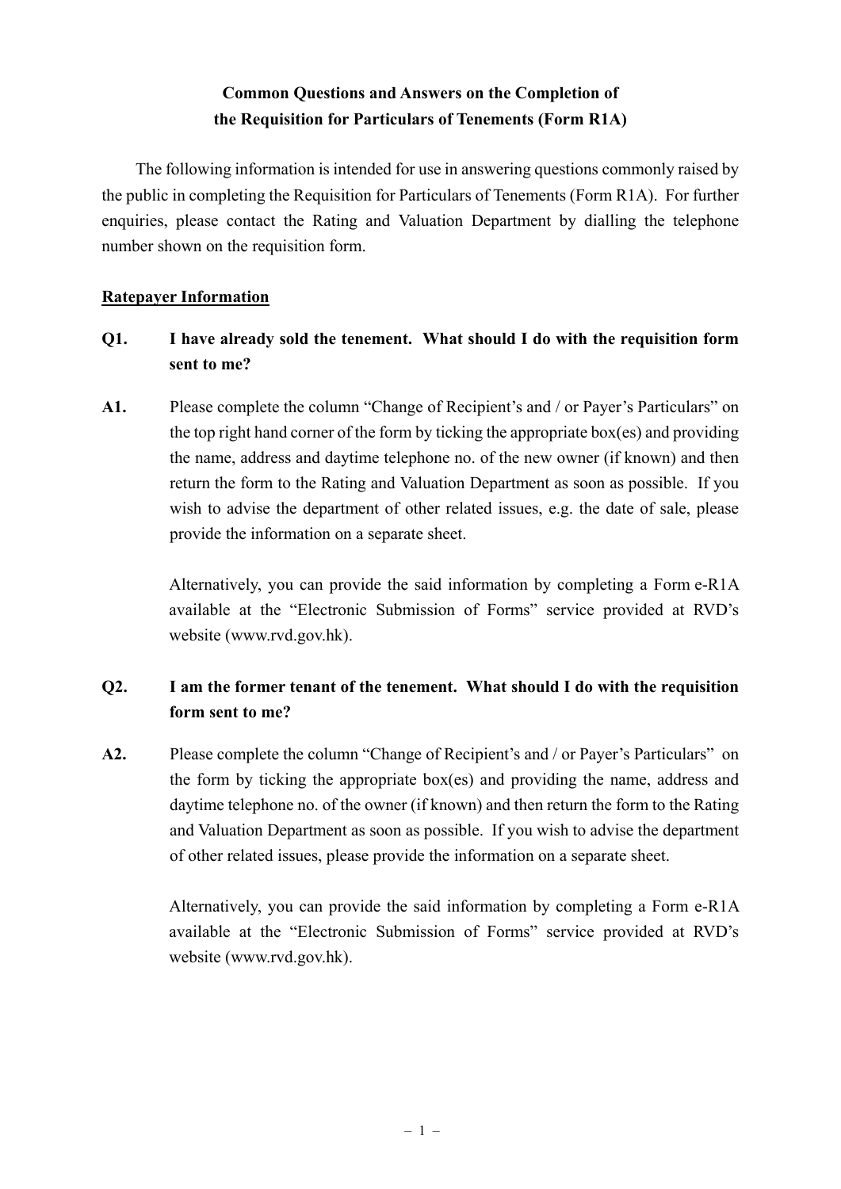# Common Questions and Answers on the Completion of the Requisition for Particulars of Tenements (Form R1A)

The following information is intended for use in answering questions commonly raised by the public in completing the Requisition for Particulars of Tenements (Form R1A). For further enquiries, please contact the Rating and Valuation Department by dialling the telephone number shown on the requisition form.

## Ratepayer Information

**Q1. I have already sold the tenement. What should I do with the requisition form sent to me?**

**A1.** Please complete the column "Change of Recipient's and / or Payer's Particulars" on the top right hand corner of the form by ticking the appropriate box(es) and providing the name, address and daytime telephone no. of the new owner (if known) and then return the form to the Rating and Valuation Department as soon as possible. If you wish to advise the department of other related issues, e.g. the date of sale, please provide the information on a separate sheet.

Alternatively, you can provide the said information by completing a Form e-R1A available at the "Electronic Submission of Forms" service provided at RVD's website (www.rvd.gov.hk).

**Q2. I am the former tenant of the tenement. What should I do with the requisition form sent to me?**

**A2.** Please complete the column "Change of Recipient's and / or Payer's Particulars" on the form by ticking the appropriate box(es) and providing the name, address and daytime telephone no. of the owner (if known) and then return the form to the Rating and Valuation Department as soon as possible. If you wish to advise the department of other related issues, please provide the information on a separate sheet.

Alternatively, you can provide the said information by completing a Form e-R1A available at the "Electronic Submission of Forms" service provided at RVD's website (www.rvd.gov.hk).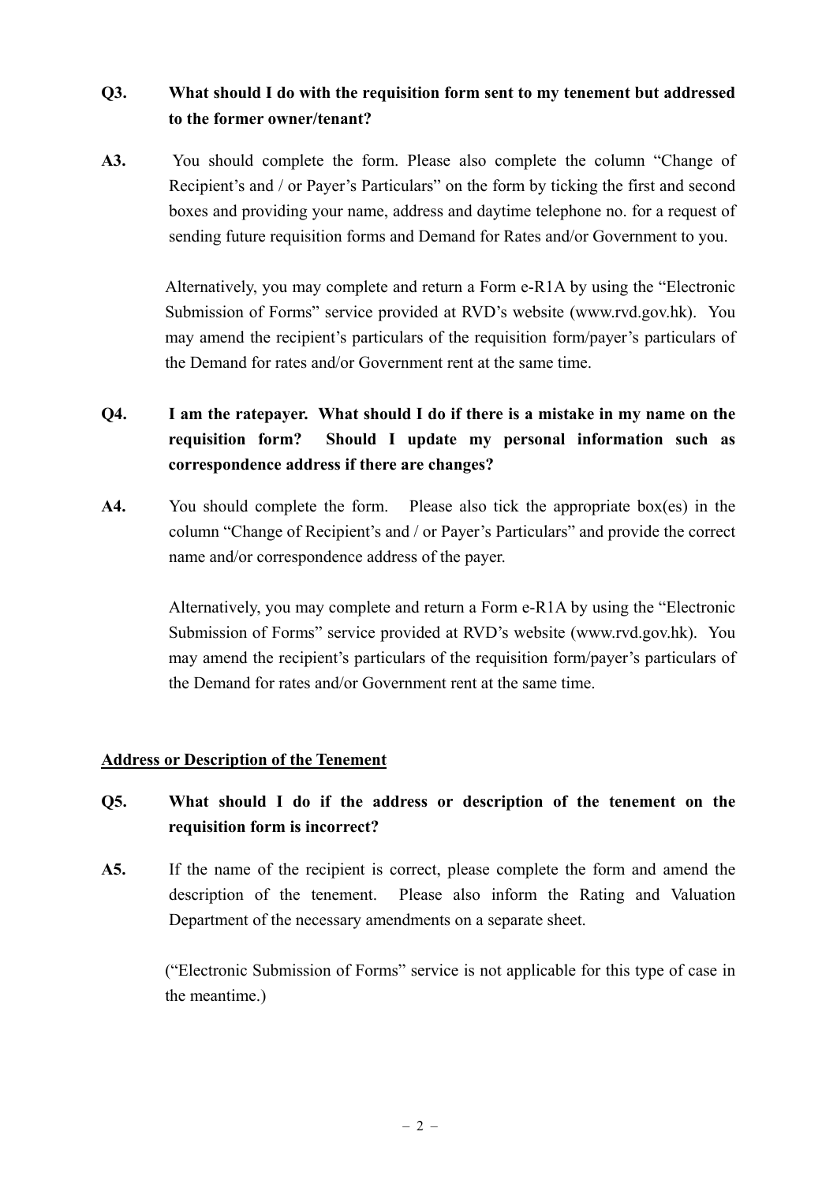**Q3. What should I do with the requisition form sent to my tenement but addressed to the former owner/tenant?**

**A3.** You should complete the form. Please also complete the column "Change of Recipient's and / or Payer's Particulars" on the form by ticking the first and second boxes and providing your name, address and daytime telephone no. for a request of sending future requisition forms and Demand for Rates and/or Government to you.

Alternatively, you may complete and return a Form e-R1A by using the "Electronic Submission of Forms" service provided at RVD's website (www.rvd.gov.hk). You may amend the recipient's particulars of the requisition form/payer's particulars of the Demand for rates and/or Government rent at the same time.

**Q4. I am the ratepayer. What should I do if there is a mistake in my name on the requisition form? Should I update my personal information such as correspondence address if there are changes?**

**A4.** You should complete the form. Please also tick the appropriate box(es) in the column "Change of Recipient's and / or Payer's Particulars" and provide the correct name and/or correspondence address of the payer.

Alternatively, you may complete and return a Form e-R1A by using the "Electronic Submission of Forms" service provided at RVD's website (www.rvd.gov.hk). You may amend the recipient's particulars of the requisition form/payer's particulars of the Demand for rates and/or Government rent at the same time.

## Address or Description of the Tenement

**Q5. What should I do if the address or description of the tenement on the requisition form is incorrect?**

**A5.** If the name of the recipient is correct, please complete the form and amend the description of the tenement. Please also inform the Rating and Valuation Department of the necessary amendments on a separate sheet.

("Electronic Submission of Forms" service is not applicable for this type of case in the meantime.)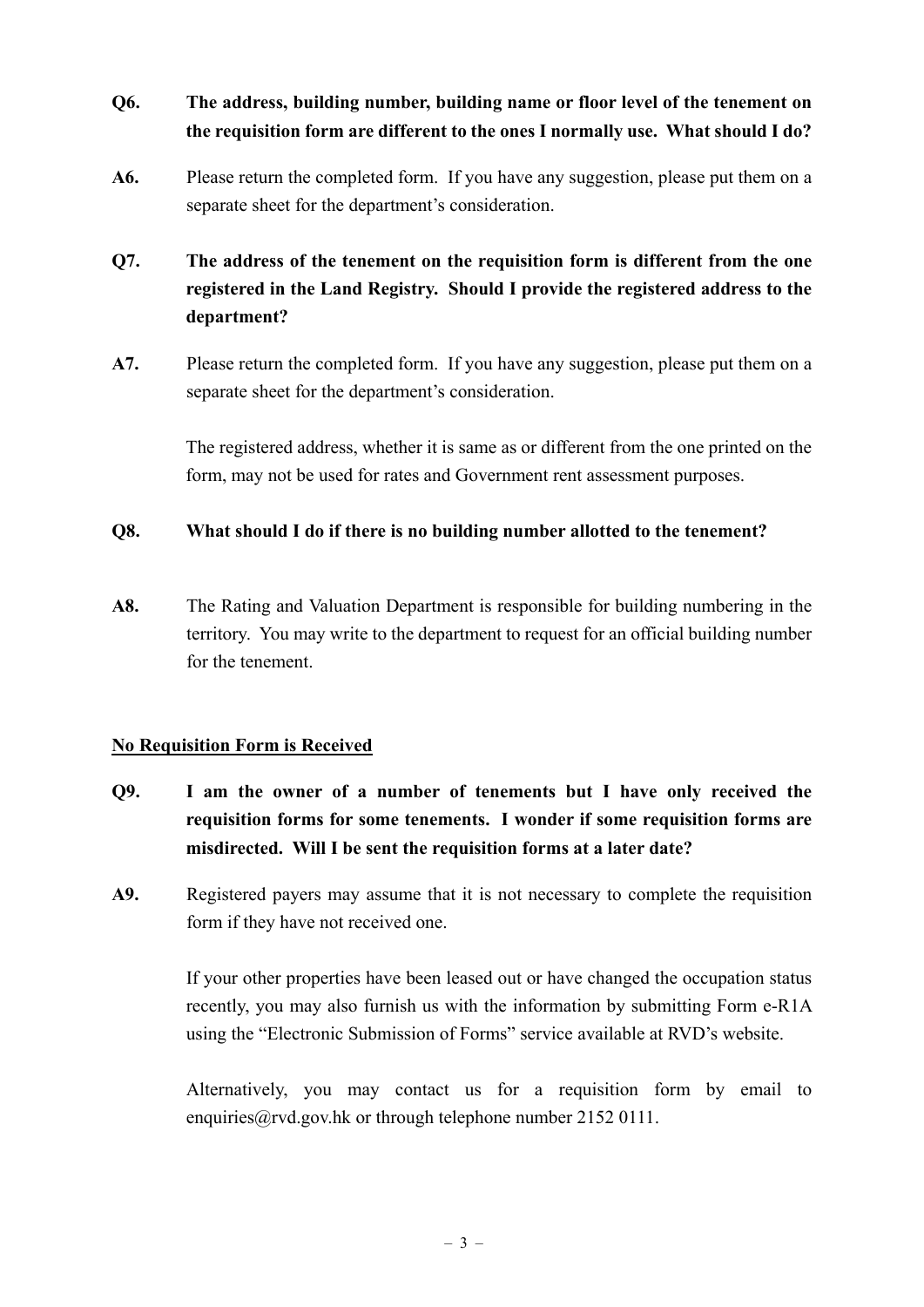**Q6. The address, building number, building name or floor level of the tenement on the requisition form are different to the ones I normally use. What should I do?**

**A6.** Please return the completed form. If you have any suggestion, please put them on a separate sheet for the department's consideration.

**Q7. The address of the tenement on the requisition form is different from the one registered in the Land Registry. Should I provide the registered address to the department?**

**A7.** Please return the completed form. If you have any suggestion, please put them on a separate sheet for the department's consideration.

The registered address, whether it is same as or different from the one printed on the form, may not be used for rates and Government rent assessment purposes.

**Q8. What should I do if there is no building number allotted to the tenement?**

**A8.** The Rating and Valuation Department is responsible for building numbering in the territory. You may write to the department to request for an official building number for the tenement.

<u>**No Requisition Form is Received**</u>

**Q9. I am the owner of a number of tenements but I have only received the requisition forms for some tenements. I wonder if some requisition forms are misdirected. Will I be sent the requisition forms at a later date?**

**A9.** Registered payers may assume that it is not necessary to complete the requisition form if they have not received one.

If your other properties have been leased out or have changed the occupation status recently, you may also furnish us with the information by submitting Form e-R1A using the "Electronic Submission of Forms" service available at RVD's website.

Alternatively, you may contact us for a requisition form by email to enquiries@rvd.gov.hk or through telephone number 2152 0111.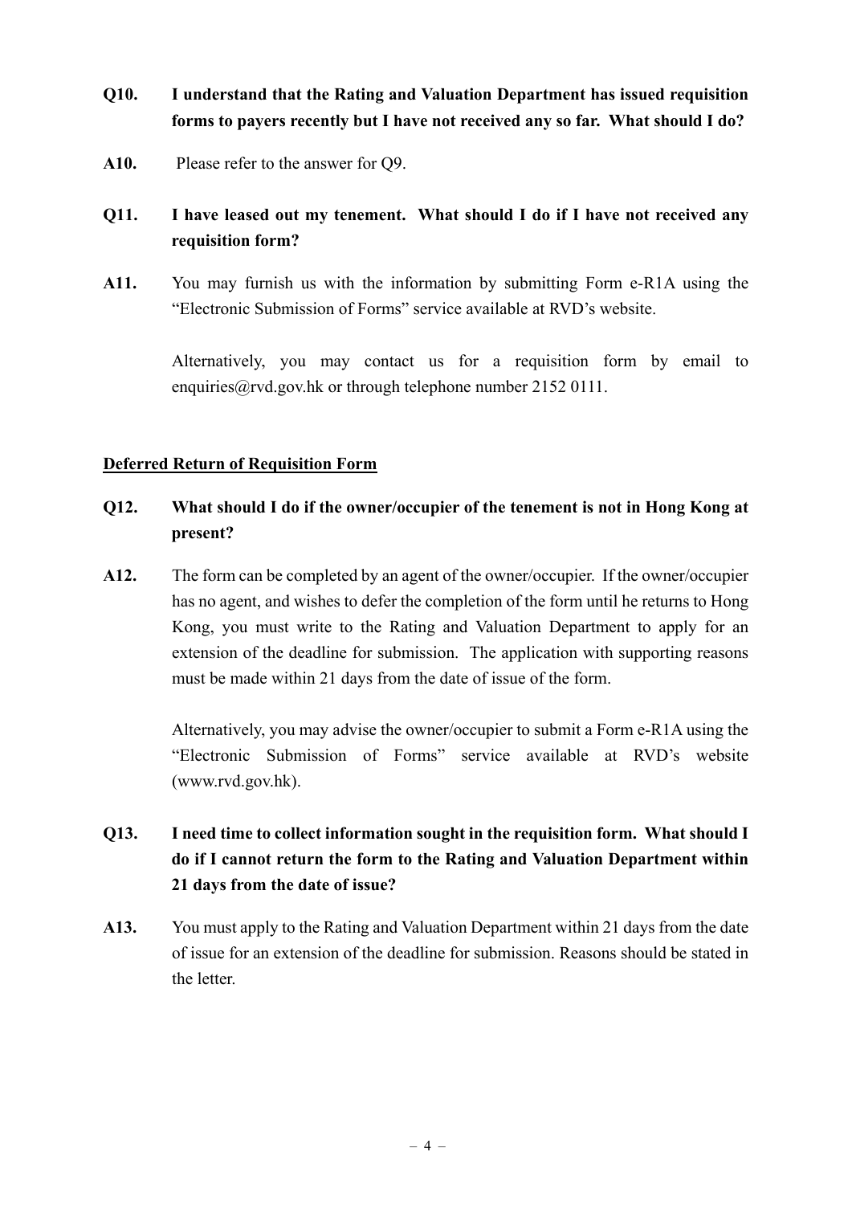**Q10. I understand that the Rating and Valuation Department has issued requisition forms to payers recently but I have not received any so far. What should I do?**

**A10.** Please refer to the answer for Q9.

**Q11. I have leased out my tenement. What should I do if I have not received any requisition form?**

**A11.** You may furnish us with the information by submitting Form e-R1A using the "Electronic Submission of Forms" service available at RVD's website.

Alternatively, you may contact us for a requisition form by email to enquiries@rvd.gov.hk or through telephone number 2152 0111.

<u>**Deferred Return of Requisition Form**</u>

**Q12. What should I do if the owner/occupier of the tenement is not in Hong Kong at present?**

**A12.** The form can be completed by an agent of the owner/occupier. If the owner/occupier has no agent, and wishes to defer the completion of the form until he returns to Hong Kong, you must write to the Rating and Valuation Department to apply for an extension of the deadline for submission. The application with supporting reasons must be made within 21 days from the date of issue of the form.

Alternatively, you may advise the owner/occupier to submit a Form e-R1A using the "Electronic Submission of Forms" service available at RVD's website (www.rvd.gov.hk).

**Q13. I need time to collect information sought in the requisition form. What should I do if I cannot return the form to the Rating and Valuation Department within 21 days from the date of issue?**

**A13.** You must apply to the Rating and Valuation Department within 21 days from the date of issue for an extension of the deadline for submission. Reasons should be stated in the letter.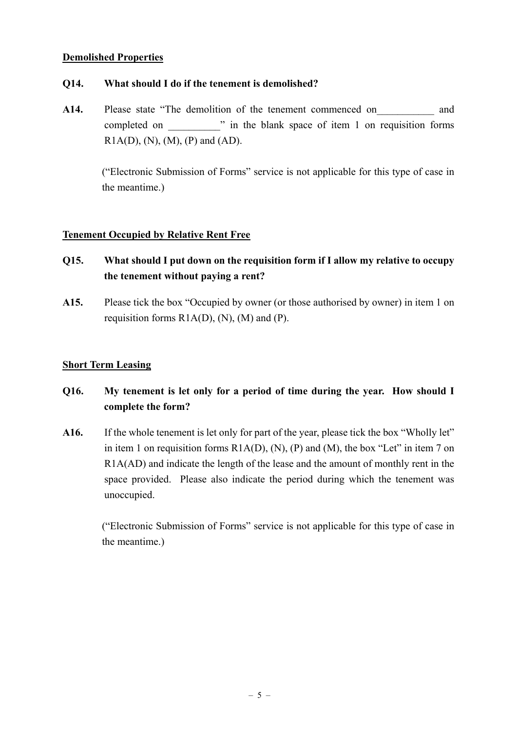**Demolished Properties**

**Q14. What should I do if the tenement is demolished?**

**A14.** Please state "The demolition of the tenement commenced on___________ and completed on __________" in the blank space of item 1 on requisition forms R1A(D), (N), (M), (P) and (AD).

("Electronic Submission of Forms" service is not applicable for this type of case in the meantime.)

**Tenement Occupied by Relative Rent Free**

**Q15. What should I put down on the requisition form if I allow my relative to occupy the tenement without paying a rent?**

**A15.** Please tick the box "Occupied by owner (or those authorised by owner) in item 1 on requisition forms R1A(D), (N), (M) and (P).

**Short Term Leasing**

**Q16. My tenement is let only for a period of time during the year. How should I complete the form?**

**A16.** If the whole tenement is let only for part of the year, please tick the box "Wholly let" in item 1 on requisition forms R1A(D), (N), (P) and (M), the box "Let" in item 7 on R1A(AD) and indicate the length of the lease and the amount of monthly rent in the space provided. Please also indicate the period during which the tenement was unoccupied.

("Electronic Submission of Forms" service is not applicable for this type of case in the meantime.)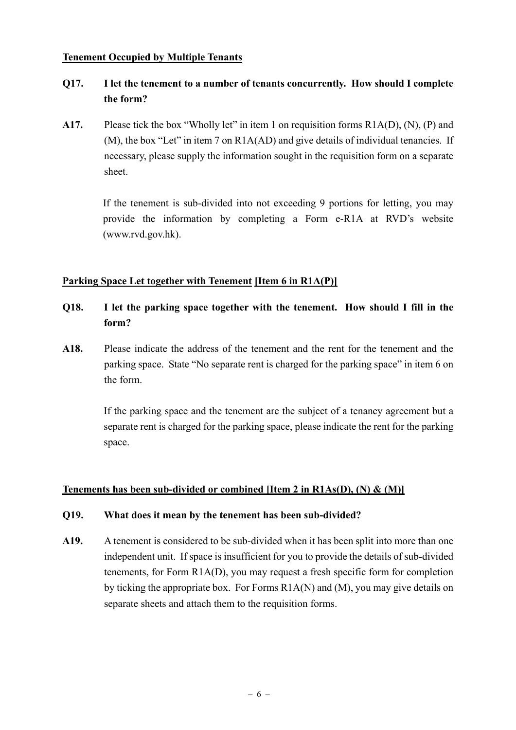**<u>Tenement Occupied by Multiple Tenants</u>**

**Q17. I let the tenement to a number of tenants concurrently. How should I complete the form?**

**A17.** Please tick the box "Wholly let" in item 1 on requisition forms R1A(D), (N), (P) and (M), the box "Let" in item 7 on R1A(AD) and give details of individual tenancies. If necessary, please supply the information sought in the requisition form on a separate sheet.

If the tenement is sub-divided into not exceeding 9 portions for letting, you may provide the information by completing a Form e-R1A at RVD's website (www.rvd.gov.hk).

**<u>Parking Space Let together with Tenement [Item 6 in R1A(P)]</u>**

**Q18. I let the parking space together with the tenement. How should I fill in the form?**

**A18.** Please indicate the address of the tenement and the rent for the tenement and the parking space. State "No separate rent is charged for the parking space" in item 6 on the form.

If the parking space and the tenement are the subject of a tenancy agreement but a separate rent is charged for the parking space, please indicate the rent for the parking space.

**<u>Tenements has been sub-divided or combined [Item 2 in R1As(D), (N) & (M)]</u>**

**Q19. What does it mean by the tenement has been sub-divided?**

**A19.** A tenement is considered to be sub-divided when it has been split into more than one independent unit. If space is insufficient for you to provide the details of sub-divided tenements, for Form R1A(D), you may request a fresh specific form for completion by ticking the appropriate box. For Forms R1A(N) and (M), you may give details on separate sheets and attach them to the requisition forms.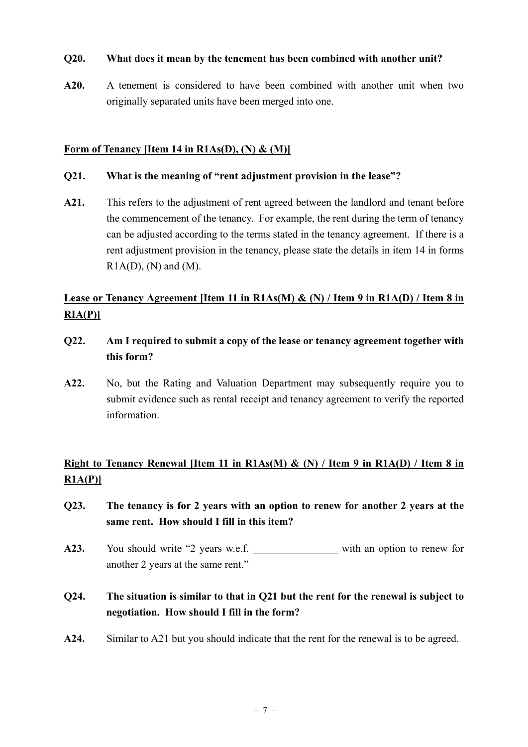**Q20. What does it mean by the tenement has been combined with another unit?**

**A20.** A tenement is considered to have been combined with another unit when two originally separated units have been merged into one.

## Form of Tenancy [Item 14 in R1As(D), (N) & (M)]

**Q21. What is the meaning of "rent adjustment provision in the lease"?**

**A21.** This refers to the adjustment of rent agreed between the landlord and tenant before the commencement of the tenancy. For example, the rent during the term of tenancy can be adjusted according to the terms stated in the tenancy agreement. If there is a rent adjustment provision in the tenancy, please state the details in item 14 in forms R1A(D), (N) and (M).

## Lease or Tenancy Agreement [Item 11 in R1As(M) & (N) / Item 9 in R1A(D) / Item 8 in RIA(P)]

**Q22. Am I required to submit a copy of the lease or tenancy agreement together with this form?**

**A22.** No, but the Rating and Valuation Department may subsequently require you to submit evidence such as rental receipt and tenancy agreement to verify the reported information.

## Right to Tenancy Renewal [Item 11 in R1As(M) & (N) / Item 9 in R1A(D) / Item 8 in R1A(P)]

**Q23. The tenancy is for 2 years with an option to renew for another 2 years at the same rent. How should I fill in this item?**

**A23.** You should write "2 years w.e.f. ________________ with an option to renew for another 2 years at the same rent."

**Q24. The situation is similar to that in Q21 but the rent for the renewal is subject to negotiation. How should I fill in the form?**

**A24.** Similar to A21 but you should indicate that the rent for the renewal is to be agreed.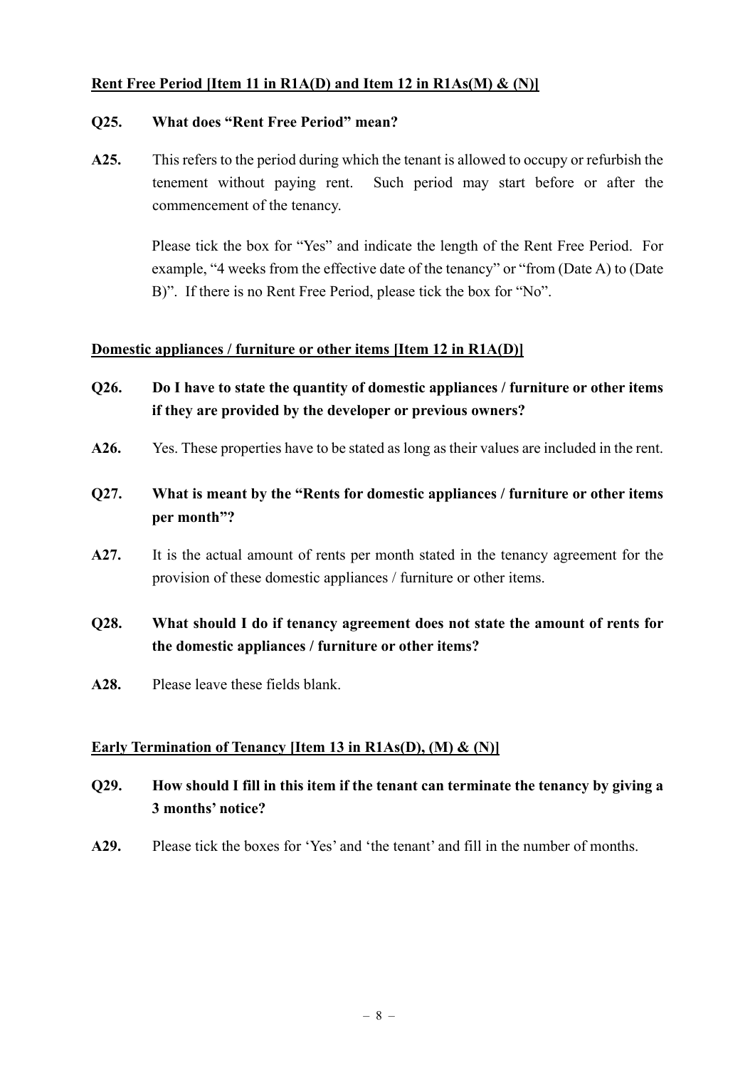**Rent Free Period [Item 11 in R1A(D) and Item 12 in R1As(M) & (N)]**

**Q25. What does "Rent Free Period" mean?**

**A25.** This refers to the period during which the tenant is allowed to occupy or refurbish the tenement without paying rent. Such period may start before or after the commencement of the tenancy.

Please tick the box for "Yes" and indicate the length of the Rent Free Period. For example, "4 weeks from the effective date of the tenancy" or "from (Date A) to (Date B)". If there is no Rent Free Period, please tick the box for "No".

**Domestic appliances / furniture or other items [Item 12 in R1A(D)]**

**Q26. Do I have to state the quantity of domestic appliances / furniture or other items if they are provided by the developer or previous owners?**

**A26.** Yes. These properties have to be stated as long as their values are included in the rent.

**Q27. What is meant by the "Rents for domestic appliances / furniture or other items per month"?**

**A27.** It is the actual amount of rents per month stated in the tenancy agreement for the provision of these domestic appliances / furniture or other items.

**Q28. What should I do if tenancy agreement does not state the amount of rents for the domestic appliances / furniture or other items?**

**A28.** Please leave these fields blank.

**Early Termination of Tenancy [Item 13 in R1As(D), (M) & (N)]**

**Q29. How should I fill in this item if the tenant can terminate the tenancy by giving a 3 months' notice?**

**A29.** Please tick the boxes for 'Yes' and 'the tenant' and fill in the number of months.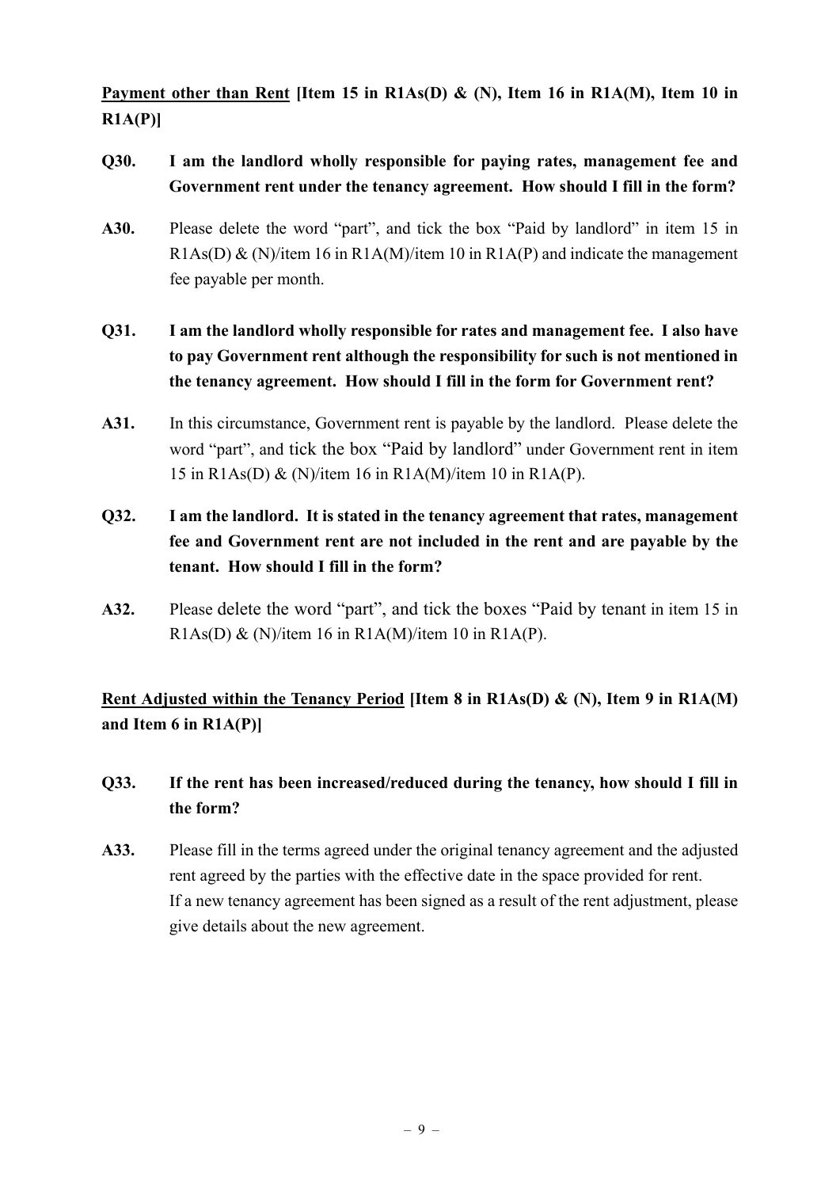**<u>Payment other than Rent</u> [Item 15 in R1As(D) & (N), Item 16 in R1A(M), Item 10 in R1A(P)]**

**Q30. I am the landlord wholly responsible for paying rates, management fee and Government rent under the tenancy agreement. How should I fill in the form?**

**A30.** Please delete the word "part", and tick the box "Paid by landlord" in item 15 in R1As(D) & (N)/item 16 in R1A(M)/item 10 in R1A(P) and indicate the management fee payable per month.

**Q31. I am the landlord wholly responsible for rates and management fee. I also have to pay Government rent although the responsibility for such is not mentioned in the tenancy agreement. How should I fill in the form for Government rent?**

**A31.** In this circumstance, Government rent is payable by the landlord. Please delete the word "part", and tick the box "Paid by landlord" under Government rent in item 15 in R1As(D) & (N)/item 16 in R1A(M)/item 10 in R1A(P).

**Q32. I am the landlord. It is stated in the tenancy agreement that rates, management fee and Government rent are not included in the rent and are payable by the tenant. How should I fill in the form?**

**A32.** Please delete the word "part", and tick the boxes "Paid by tenant in item 15 in R1As(D) & (N)/item 16 in R1A(M)/item 10 in R1A(P).

**<u>Rent Adjusted within the Tenancy Period</u> [Item 8 in R1As(D) & (N), Item 9 in R1A(M) and Item 6 in R1A(P)]**

**Q33. If the rent has been increased/reduced during the tenancy, how should I fill in the form?**

**A33.** Please fill in the terms agreed under the original tenancy agreement and the adjusted rent agreed by the parties with the effective date in the space provided for rent.
If a new tenancy agreement has been signed as a result of the rent adjustment, please give details about the new agreement.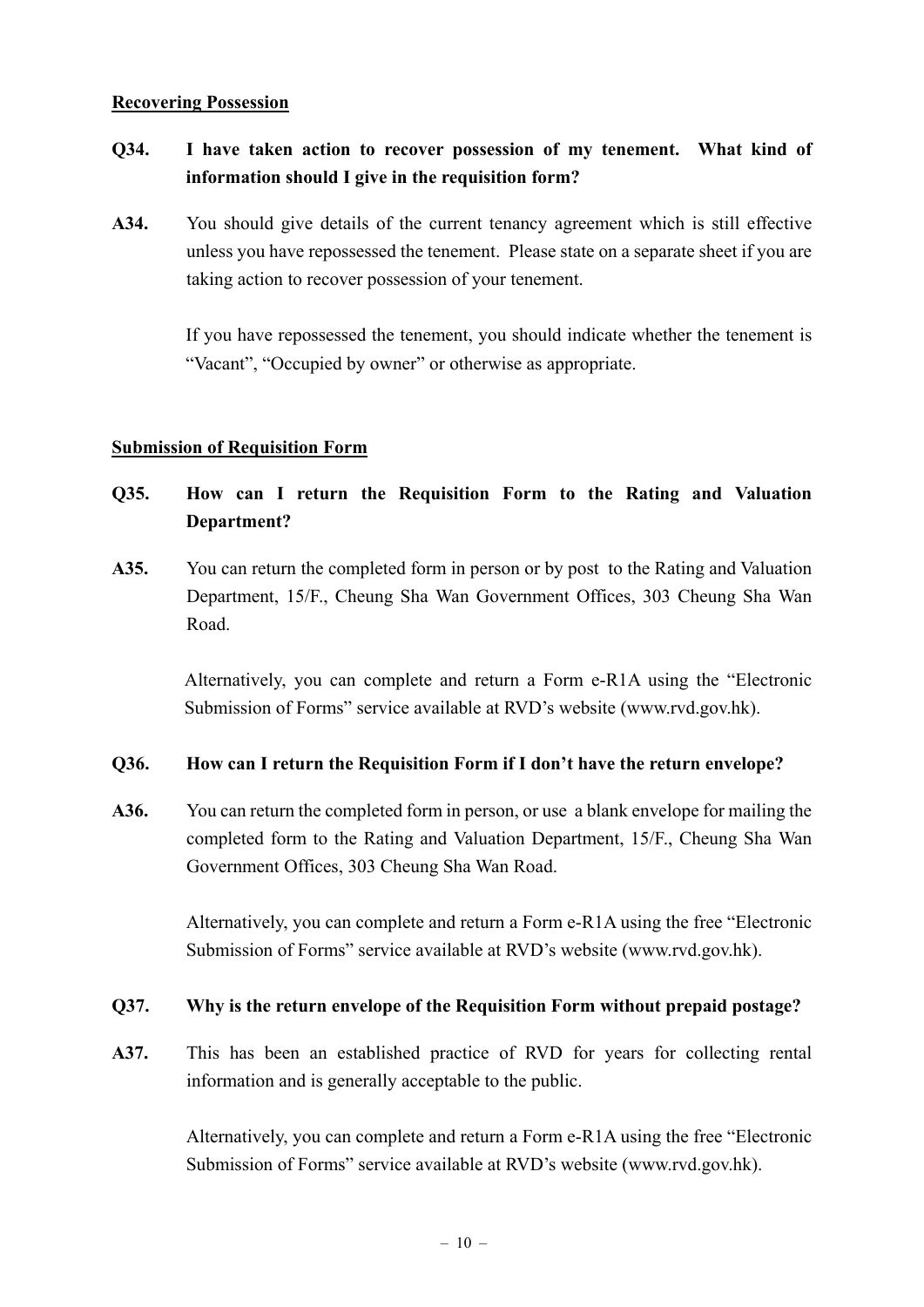## Recovering Possession

**Q34. I have taken action to recover possession of my tenement. What kind of information should I give in the requisition form?**

**A34.** You should give details of the current tenancy agreement which is still effective unless you have repossessed the tenement. Please state on a separate sheet if you are taking action to recover possession of your tenement.

If you have repossessed the tenement, you should indicate whether the tenement is "Vacant", "Occupied by owner" or otherwise as appropriate.

## Submission of Requisition Form

**Q35. How can I return the Requisition Form to the Rating and Valuation Department?**

**A35.** You can return the completed form in person or by post to the Rating and Valuation Department, 15/F., Cheung Sha Wan Government Offices, 303 Cheung Sha Wan Road.

Alternatively, you can complete and return a Form e-R1A using the "Electronic Submission of Forms" service available at RVD's website (www.rvd.gov.hk).

**Q36. How can I return the Requisition Form if I don't have the return envelope?**

**A36.** You can return the completed form in person, or use a blank envelope for mailing the completed form to the Rating and Valuation Department, 15/F., Cheung Sha Wan Government Offices, 303 Cheung Sha Wan Road.

Alternatively, you can complete and return a Form e-R1A using the free "Electronic Submission of Forms" service available at RVD's website (www.rvd.gov.hk).

**Q37. Why is the return envelope of the Requisition Form without prepaid postage?**

**A37.** This has been an established practice of RVD for years for collecting rental information and is generally acceptable to the public.

Alternatively, you can complete and return a Form e-R1A using the free "Electronic Submission of Forms" service available at RVD's website (www.rvd.gov.hk).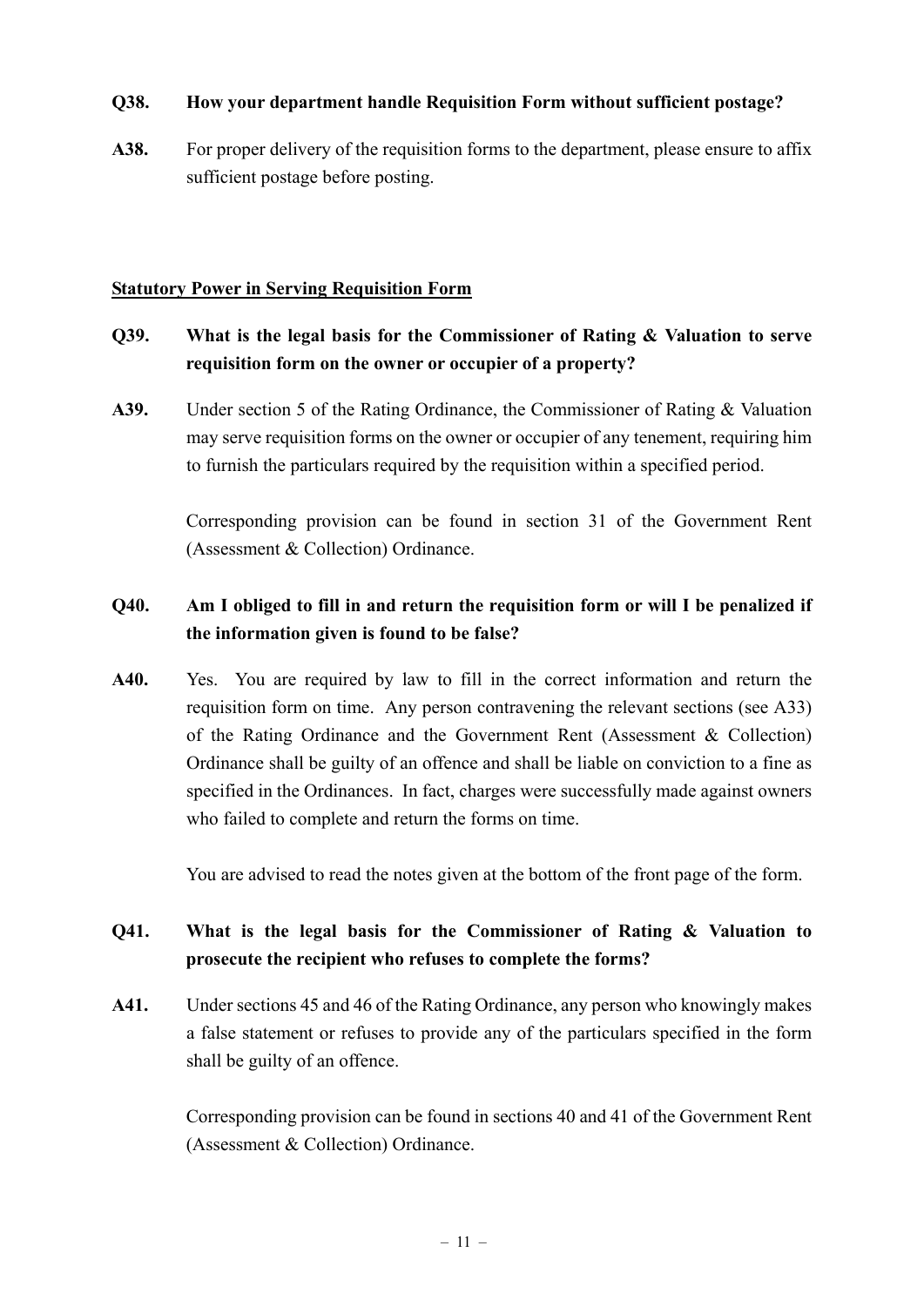**Q38. How your department handle Requisition Form without sufficient postage?**

**A38.** For proper delivery of the requisition forms to the department, please ensure to affix sufficient postage before posting.

**Statutory Power in Serving Requisition Form**

**Q39. What is the legal basis for the Commissioner of Rating & Valuation to serve requisition form on the owner or occupier of a property?**

**A39.** Under section 5 of the Rating Ordinance, the Commissioner of Rating & Valuation may serve requisition forms on the owner or occupier of any tenement, requiring him to furnish the particulars required by the requisition within a specified period.

Corresponding provision can be found in section 31 of the Government Rent (Assessment & Collection) Ordinance.

**Q40. Am I obliged to fill in and return the requisition form or will I be penalized if the information given is found to be false?**

**A40.** Yes. You are required by law to fill in the correct information and return the requisition form on time. Any person contravening the relevant sections (see A33) of the Rating Ordinance and the Government Rent (Assessment & Collection) Ordinance shall be guilty of an offence and shall be liable on conviction to a fine as specified in the Ordinances. In fact, charges were successfully made against owners who failed to complete and return the forms on time.

You are advised to read the notes given at the bottom of the front page of the form.

**Q41. What is the legal basis for the Commissioner of Rating & Valuation to prosecute the recipient who refuses to complete the forms?**

**A41.** Under sections 45 and 46 of the Rating Ordinance, any person who knowingly makes a false statement or refuses to provide any of the particulars specified in the form shall be guilty of an offence.

Corresponding provision can be found in sections 40 and 41 of the Government Rent (Assessment & Collection) Ordinance.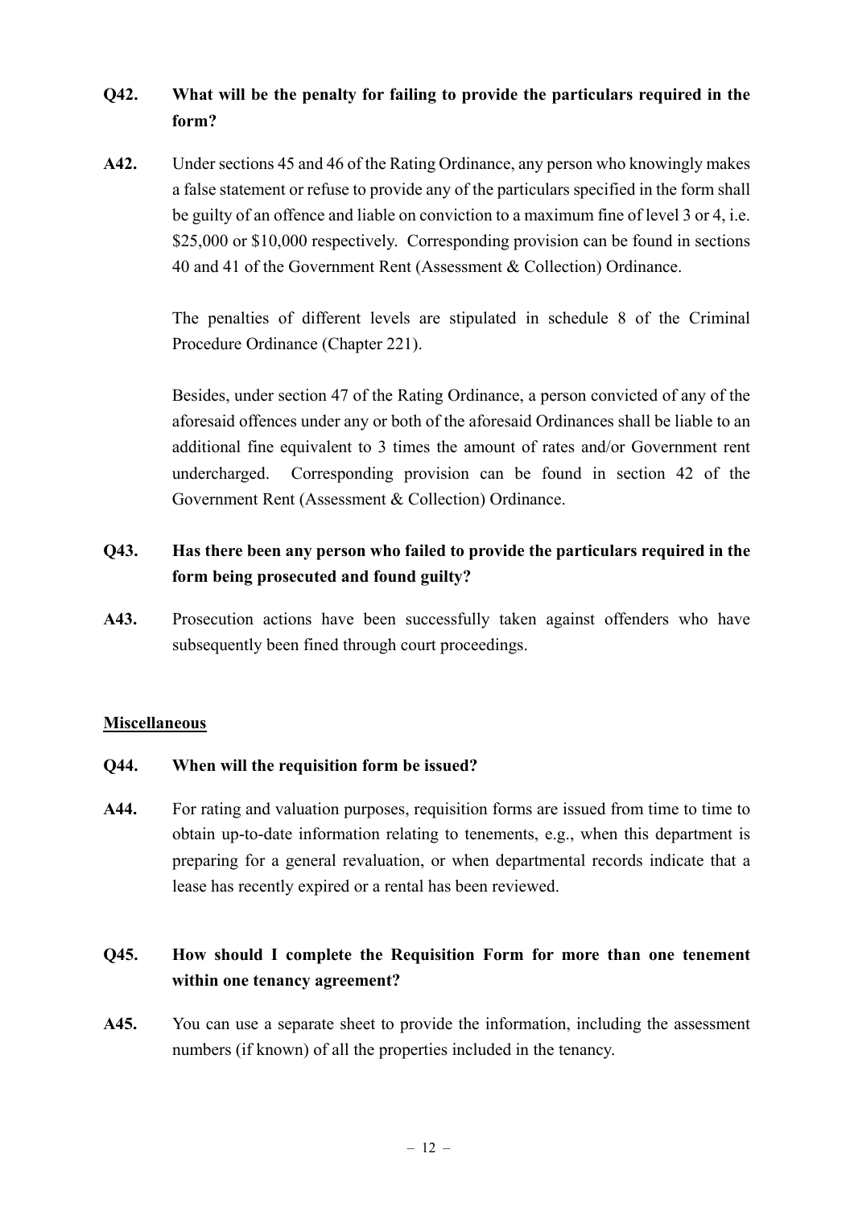**Q42. What will be the penalty for failing to provide the particulars required in the form?**

**A42.** Under sections 45 and 46 of the Rating Ordinance, any person who knowingly makes a false statement or refuse to provide any of the particulars specified in the form shall be guilty of an offence and liable on conviction to a maximum fine of level 3 or 4, i.e. $25,000 or $10,000 respectively. Corresponding provision can be found in sections 40 and 41 of the Government Rent (Assessment & Collection) Ordinance.

The penalties of different levels are stipulated in schedule 8 of the Criminal Procedure Ordinance (Chapter 221).

Besides, under section 47 of the Rating Ordinance, a person convicted of any of the aforesaid offences under any or both of the aforesaid Ordinances shall be liable to an additional fine equivalent to 3 times the amount of rates and/or Government rent undercharged. Corresponding provision can be found in section 42 of the Government Rent (Assessment & Collection) Ordinance.

**Q43. Has there been any person who failed to provide the particulars required in the form being prosecuted and found guilty?**

**A43.** Prosecution actions have been successfully taken against offenders who have subsequently been fined through court proceedings.

## Miscellaneous

**Q44. When will the requisition form be issued?**

**A44.** For rating and valuation purposes, requisition forms are issued from time to time to obtain up-to-date information relating to tenements, e.g., when this department is preparing for a general revaluation, or when departmental records indicate that a lease has recently expired or a rental has been reviewed.

**Q45. How should I complete the Requisition Form for more than one tenement within one tenancy agreement?**

**A45.** You can use a separate sheet to provide the information, including the assessment numbers (if known) of all the properties included in the tenancy.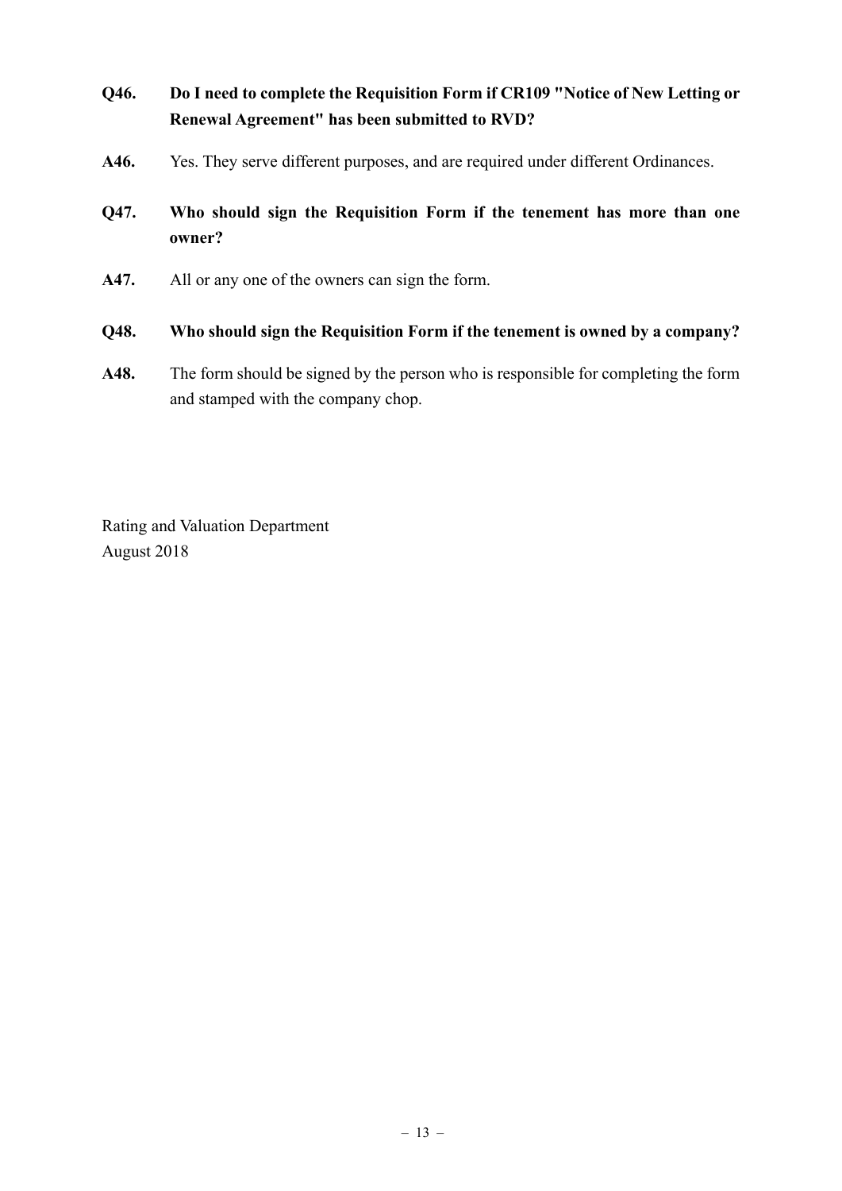**Q46. Do I need to complete the Requisition Form if CR109 "Notice of New Letting or Renewal Agreement" has been submitted to RVD?**

**A46.** Yes. They serve different purposes, and are required under different Ordinances.

**Q47. Who should sign the Requisition Form if the tenement has more than one owner?**

**A47.** All or any one of the owners can sign the form.

**Q48. Who should sign the Requisition Form if the tenement is owned by a company?**

**A48.** The form should be signed by the person who is responsible for completing the form and stamped with the company chop.

Rating and Valuation Department
August 2018